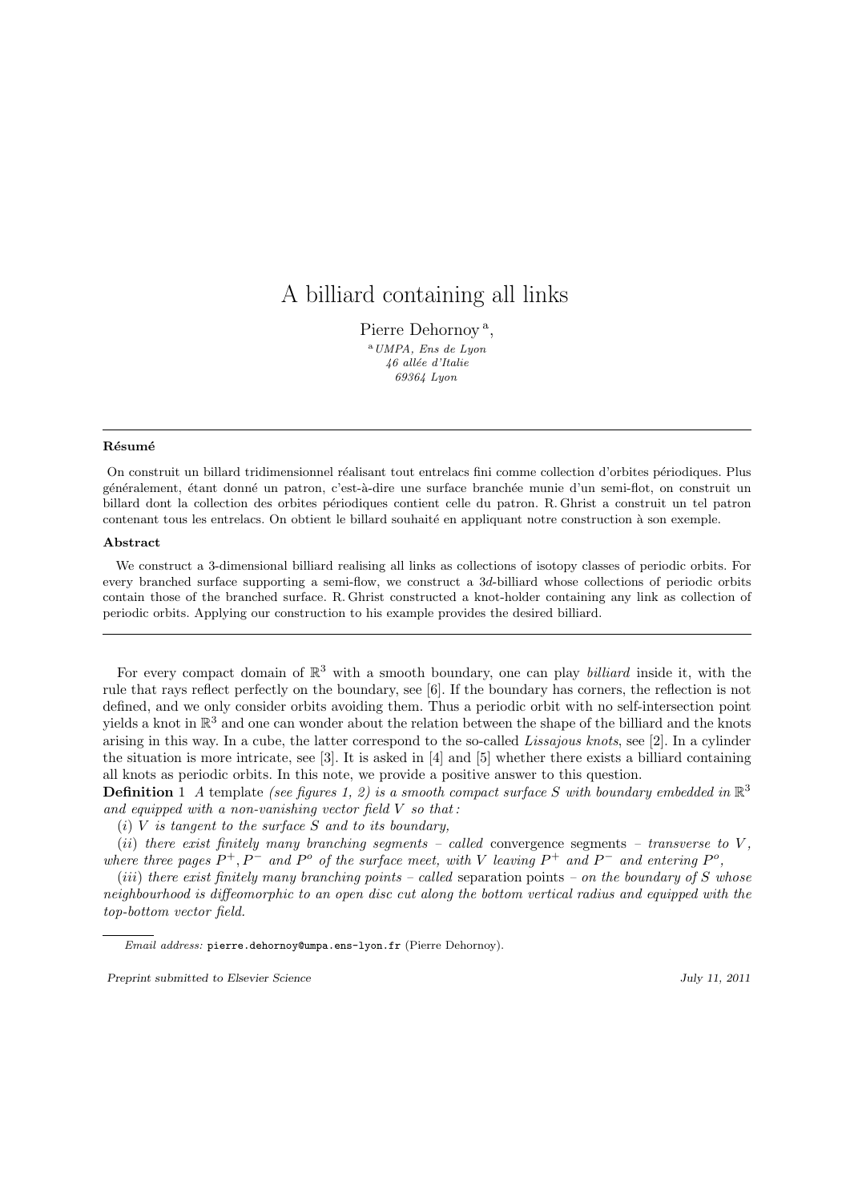# A billiard containing all links

Pierre Dehornoy [a],

[a] *UMPA, Ens de Lyon*
*46 allée d'Italie*
*69364 Lyon*

---

**Résumé**

On construit un billard tridimensionnel réalisant tout entrelacs fini comme collection d'orbites périodiques. Plus généralement, étant donné un patron, c'est-à-dire une surface branchée munie d'un semi-flot, on construit un billard dont la collection des orbites périodiques contient celle du patron. R. Ghrist a construit un tel patron contenant tous les entrelacs. On obtient le billard souhaité en appliquant notre construction à son exemple.

**Abstract**

We construct a 3-dimensional billiard realising all links as collections of isotopy classes of periodic orbits. For every branched surface supporting a semi-flow, we construct a 3*d*-billiard whose collections of periodic orbits contain those of the branched surface. R. Ghrist constructed a knot-holder containing any link as collection of periodic orbits. Applying our construction to his example provides the desired billiard.

---

For every compact domain of $\mathbb{R}^3$ with a smooth boundary, one can play *billiard* inside it, with the rule that rays reflect perfectly on the boundary, see [6]. If the boundary has corners, the reflection is not defined, and we only consider orbits avoiding them. Thus a periodic orbit with no self-intersection point yields a knot in $\mathbb{R}^3$ and one can wonder about the relation between the shape of the billiard and the knots arising in this way. In a cube, the latter correspond to the so-called *Lissajous knots*, see [2]. In a cylinder the situation is more intricate, see [3]. It is asked in [4] and [5] whether there exists a billiard containing all knots as periodic orbits. In this note, we provide a positive answer to this question.

**Definition** 1 *A* template *(see figures 1, 2) is a smooth compact surface $S$ with boundary embedded in $\mathbb{R}^3$ and equipped with a non-vanishing vector field $V$ so that :*

($i$) *$V$ is tangent to the surface $S$ and to its boundary,*

($ii$) *there exist finitely many branching segments – called* convergence segments *– transverse to $V$, where three pages $P^+, P^-$ and $P^o$ of the surface meet, with $V$ leaving $P^+$ and $P^-$ and entering $P^o$,*

($iii$) *there exist finitely many branching points – called* separation points *– on the boundary of $S$ whose neighbourhood is diffeomorphic to an open disc cut along the bottom vertical radius and equipped with the top-bottom vector field.*

---

*Email address:* pierre.dehornoy@umpa.ens-lyon.fr (Pierre Dehornoy).

*Preprint submitted to Elsevier Science* *July 11, 2011*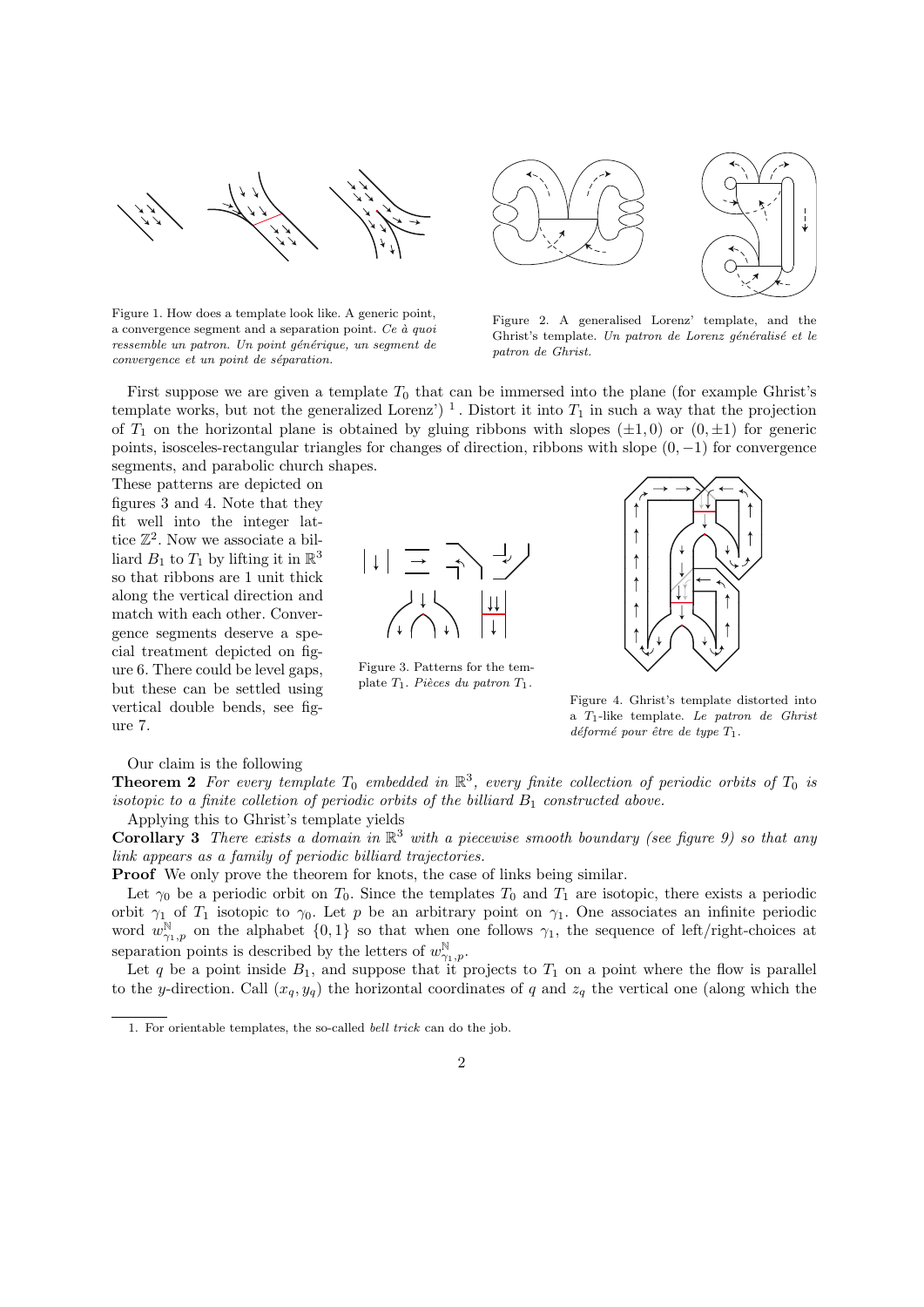Figure 1. How does a template look like. A generic point, a convergence segment and a separation point. *Ce à quoi ressemble un patron. Un point générique, un segment de convergence et un point de séparation.*

Figure 2. A generalised Lorenz' template, and the Ghrist's template. *Un patron de Lorenz généralisé et le patron de Ghrist.*

First suppose we are given a template $T_0$ that can be immersed into the plane (for example Ghrist's template works, but not the generalized Lorenz') [1]. Distort it into $T_1$ in such a way that the projection of $T_1$ on the horizontal plane is obtained by gluing ribbons with slopes $(\pm 1, 0)$ or $(0, \pm 1)$ for generic points, isosceles-rectangular triangles for changes of direction, ribbons with slope $(0, -1)$ for convergence segments, and parabolic church shapes.

These patterns are depicted on figures 3 and 4. Note that they fit well into the integer lattice $\mathbb{Z}^2$. Now we associate a billiard $B_1$ to $T_1$ by lifting it in $\mathbb{R}^3$ so that ribbons are 1 unit thick along the vertical direction and match with each other. Convergence segments deserve a special treatment depicted on figure 6. There could be level gaps, but these can be settled using vertical double bends, see figure 7.

Figure 3. Patterns for the template $T_1$. *Pièces du patron $T_1$.*

Figure 4. Ghrist's template distorted into a $T_1$-like template. *Le patron de Ghrist déformé pour être de type $T_1$.*

Our claim is the following

**Theorem 2** *For every template $T_0$ embedded in $\mathbb{R}^3$, every finite collection of periodic orbits of $T_0$ is isotopic to a finite colletion of periodic orbits of the billiard $B_1$ constructed above.*

Applying this to Ghrist's template yields

**Corollary 3** *There exists a domain in $\mathbb{R}^3$ with a piecewise smooth boundary (see figure 9) so that any link appears as a family of periodic billiard trajectories.*

**Proof** We only prove the theorem for knots, the case of links being similar.

Let $\gamma_0$ be a periodic orbit on $T_0$. Since the templates $T_0$ and $T_1$ are isotopic, there exists a periodic orbit $\gamma_1$ of $T_1$ isotopic to $\gamma_0$. Let $p$ be an arbitrary point on $\gamma_1$. One associates an infinite periodic word $w^{\mathbb{N}}_{\gamma_1,p}$ on the alphabet $\{0,1\}$ so that when one follows $\gamma_1$, the sequence of left/right-choices at separation points is described by the letters of $w^{\mathbb{N}}_{\gamma_1,p}$.

Let $q$ be a point inside $B_1$, and suppose that it projects to $T_1$ on a point where the flow is parallel to the $y$-direction. Call $(x_q, y_q)$ the horizontal coordinates of $q$ and $z_q$ the vertical one (along which the

[1] For orientable templates, the so-called *bell trick* can do the job.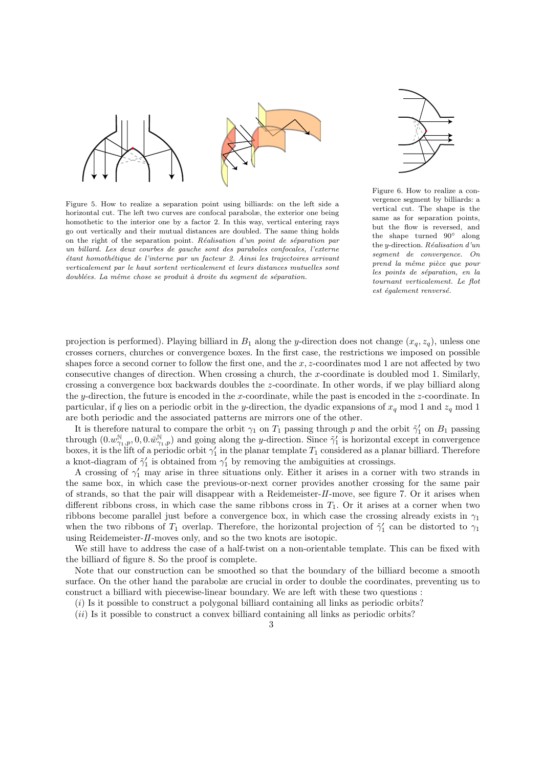Figure 5. How to realize a separation point using billiards: on the left side a horizontal cut. The left two curves are confocal parabolæ, the exterior one being homothetic to the interior one by a factor 2. In this way, vertical entering rays go out vertically and their mutual distances are doubled. The same thing holds on the right of the separation point. *Réalisation d'un point de séparation par un billard. Les deux courbes de gauche sont des paraboles confocales, l'externe étant homothétique de l'interne par un facteur 2. Ainsi les trajectoires arrivant verticalement par le haut sortent verticalement et leurs distances mutuelles sont doublées. La même chose se produit à droite du segment de séparation.*

Figure 6. How to realize a convergence segment by billiards: a vertical cut. The shape is the same as for separation points, but the flow is reversed, and the shape turned 90° along the $y$-direction. *Réalisation d'un segment de convergence. On prend la même pièce que pour les points de séparation, en la tournant verticalement. Le flot est également renversé.*

projection is performed). Playing billiard in $B_1$ along the $y$-direction does not change $(x_q, z_q)$, unless one crosses corners, churches or convergence boxes. In the first case, the restrictions we imposed on possible shapes force a second corner to follow the first one, and the $x, z$-coordinates mod 1 are not affected by two consecutive changes of direction. When crossing a church, the $x$-coordinate is doubled mod 1. Similarly, crossing a convergence box backwards doubles the $z$-coordinate. In other words, if we play billiard along the $y$-direction, the future is encoded in the $x$-coordinate, while the past is encoded in the $z$-coordinate. In particular, if $q$ lies on a periodic orbit in the $y$-direction, the dyadic expansions of $x_q$ mod 1 and $z_q$ mod 1 are both periodic and the associated patterns are mirrors one of the other.

It is therefore natural to compare the orbit $\gamma_1$ on $T_1$ passing through $p$ and the orbit $\tilde{\gamma}_1'$ on $B_1$ passing through $(0.w_{\gamma_1,p}^{\mathbb{N}}, 0, 0.\bar{w}_{\gamma_1,p}^{\mathbb{N}})$ and going along the $y$-direction. Since $\tilde{\gamma}_1'$ is horizontal except in convergence boxes, it is the lift of a periodic orbit $\gamma_1'$ in the planar template $T_1$ considered as a planar billiard. Therefore a knot-diagram of $\tilde{\gamma}_1'$ is obtained from $\gamma_1'$ by removing the ambiguities at crossings.

A crossing of $\gamma_1'$ may arise in three situations only. Either it arises in a corner with two strands in the same box, in which case the previous-or-next corner provides another crossing for the same pair of strands, so that the pair will disappear with a Reidemeister-*II*-move, see figure 7. Or it arises when different ribbons cross, in which case the same ribbons cross in $T_1$. Or it arises at a corner when two ribbons become parallel just before a convergence box, in which case the crossing already exists in $\gamma_1$ when the two ribbons of $T_1$ overlap. Therefore, the horizontal projection of $\tilde{\gamma}_1'$ can be distorted to $\gamma_1$ using Reidemeister-*II*-moves only, and so the two knots are isotopic.

We still have to address the case of a half-twist on a non-orientable template. This can be fixed with the billiard of figure 8. So the proof is complete.

Note that our construction can be smoothed so that the boundary of the billiard become a smooth surface. On the other hand the parabolæ are crucial in order to double the coordinates, preventing us to construct a billiard with piecewise-linear boundary. We are left with these two questions :

($i$) Is it possible to construct a polygonal billiard containing all links as periodic orbits?

($ii$) Is it possible to construct a convex billiard containing all links as periodic orbits?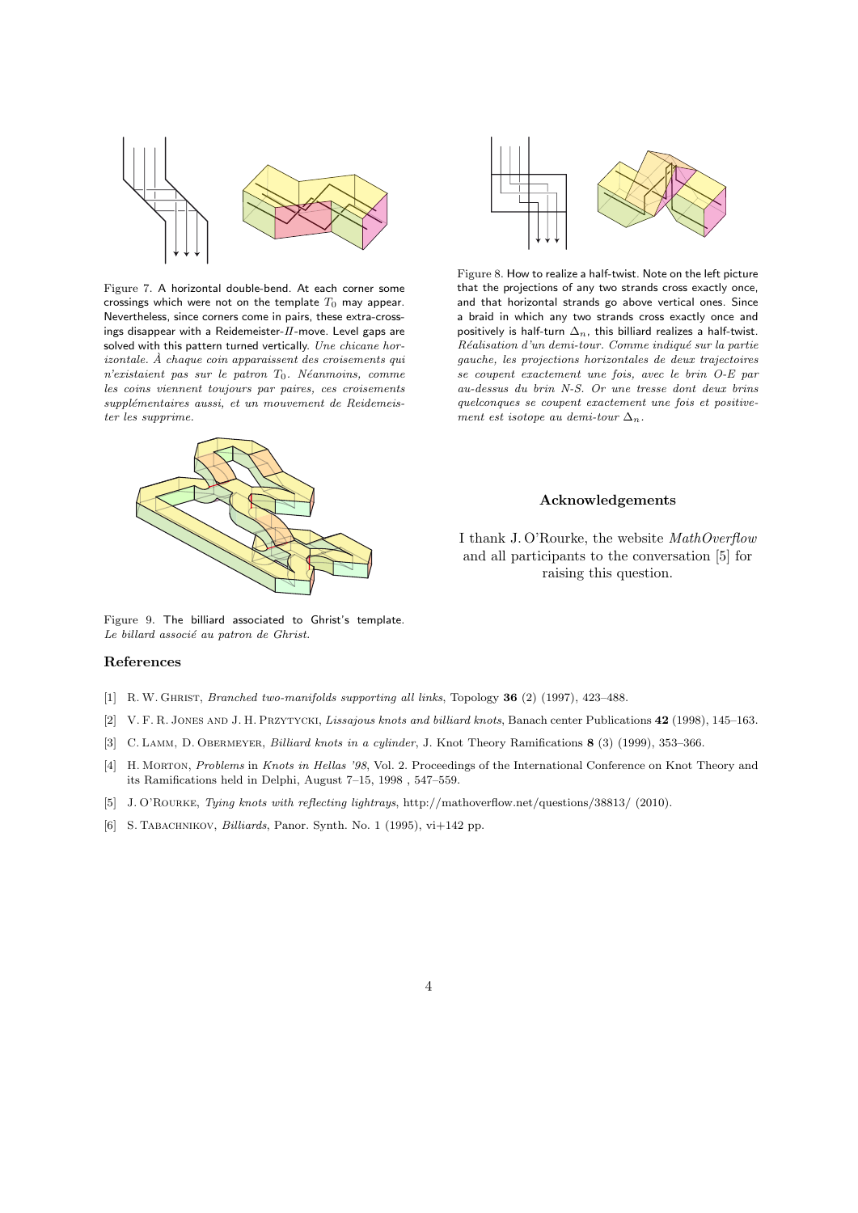Figure 7. A horizontal double-bend. At each corner some crossings which were not on the template $T_0$ may appear. Nevertheless, since corners come in pairs, these extra-crossings disappear with a Reidemeister-$II$-move. Level gaps are solved with this pattern turned vertically. *Une chicane horizontale. À chaque coin apparaissent des croisements qui n'existaient pas sur le patron $T_0$. Néanmoins, comme les coins viennent toujours par paires, ces croisements supplémentaires aussi, et un mouvement de Reidemeister les supprime.*

Figure 8. How to realize a half-twist. Note on the left picture that the projections of any two strands cross exactly once, and that horizontal strands go above vertical ones. Since a braid in which any two strands cross exactly once and positively is half-turn $\Delta_n$, this billiard realizes a half-twist. *Réalisation d'un demi-tour. Comme indiqué sur la partie gauche, les projections horizontales de deux trajectoires se coupent exactement une fois, avec le brin O-E par au-dessus du brin N-S. Or une tresse dont deux brins quelconques se coupent exactement une fois et positivement est isotope au demi-tour $\Delta_n$.*

Figure 9. The billiard associated to Ghrist's template. *Le billard associé au patron de Ghrist.*

### Acknowledgements

I thank J. O'Rourke, the website *MathOverflow* and all participants to the conversation [5] for raising this question.

### References

[1] R. W. Ghrist, *Branched two-manifolds supporting all links*, Topology **36** (2) (1997), 423–488.

[2] V. F. R. Jones and J. H. Przytycki, *Lissajous knots and billiard knots*, Banach center Publications **42** (1998), 145–163.

[3] C. Lamm, D. Obermeyer, *Billiard knots in a cylinder*, J. Knot Theory Ramifications **8** (3) (1999), 353–366.

[4] H. Morton, *Problems* in *Knots in Hellas '98*, Vol. 2. Proceedings of the International Conference on Knot Theory and its Ramifications held in Delphi, August 7–15, 1998 , 547–559.

[5] J. O'Rourke, *Tying knots with reflecting lightrays*, http://mathoverflow.net/questions/38813/ (2010).

[6] S. Tabachnikov, *Billiards*, Panor. Synth. No. 1 (1995), vi+142 pp.